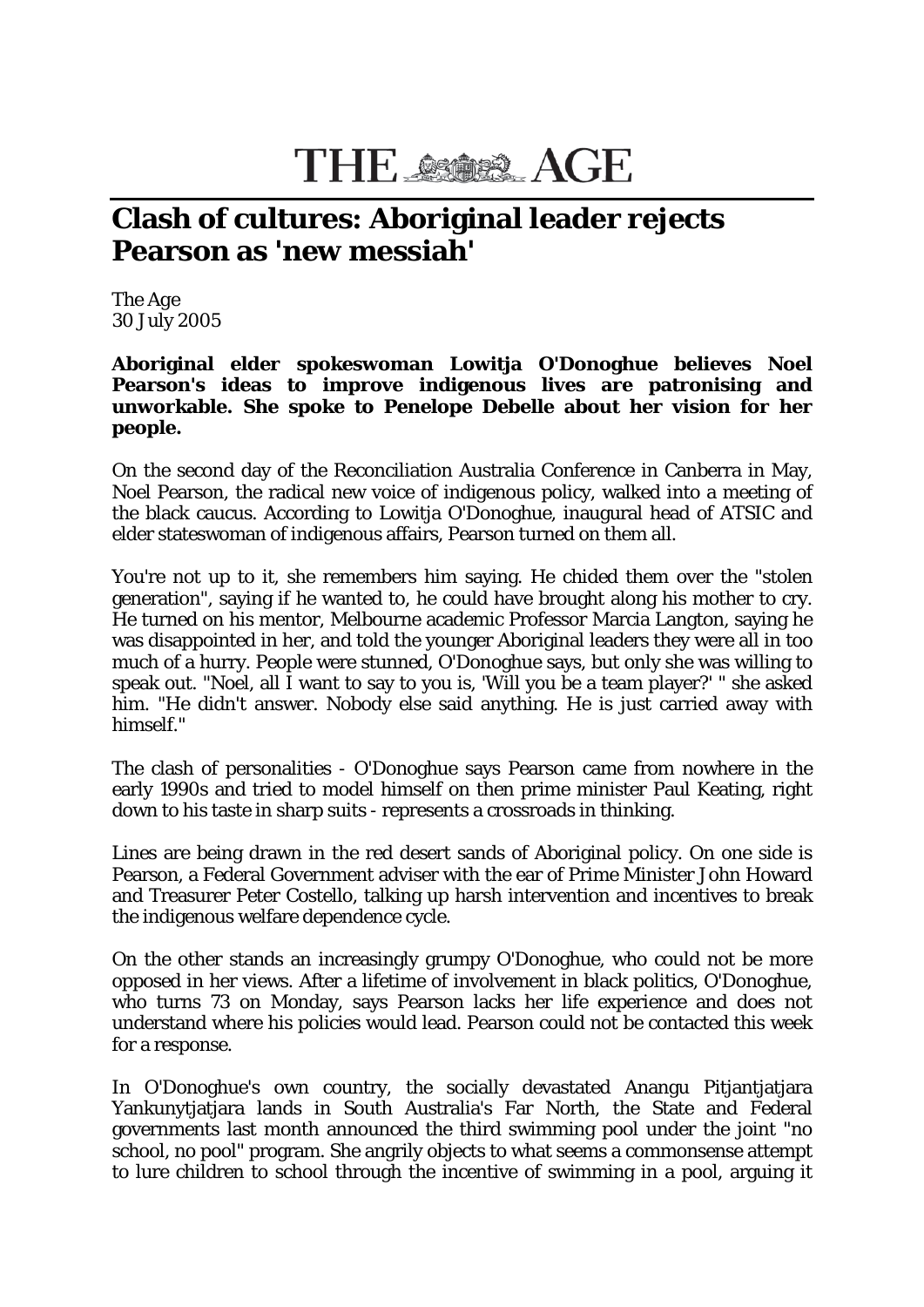# THE AGE

## Clash of cultures: Aboriginal leader rejects Pearson as 'new messiah'

The Age
30 July 2005

**Aboriginal elder spokeswoman Lowitja O'Donoghue believes Noel Pearson's ideas to improve indigenous lives are patronising and unworkable. She spoke to Penelope Debelle about her vision for her people.**

On the second day of the Reconciliation Australia Conference in Canberra in May, Noel Pearson, the radical new voice of indigenous policy, walked into a meeting of the black caucus. According to Lowitja O'Donoghue, inaugural head of ATSIC and elder stateswoman of indigenous affairs, Pearson turned on them all.

You're not up to it, she remembers him saying. He chided them over the "stolen generation", saying if he wanted to, he could have brought along his mother to cry. He turned on his mentor, Melbourne academic Professor Marcia Langton, saying he was disappointed in her, and told the younger Aboriginal leaders they were all in too much of a hurry. People were stunned, O'Donoghue says, but only she was willing to speak out. "Noel, all I want to say to you is, 'Will you be a team player?' " she asked him. "He didn't answer. Nobody else said anything. He is just carried away with himself."

The clash of personalities - O'Donoghue says Pearson came from nowhere in the early 1990s and tried to model himself on then prime minister Paul Keating, right down to his taste in sharp suits - represents a crossroads in thinking.

Lines are being drawn in the red desert sands of Aboriginal policy. On one side is Pearson, a Federal Government adviser with the ear of Prime Minister John Howard and Treasurer Peter Costello, talking up harsh intervention and incentives to break the indigenous welfare dependence cycle.

On the other stands an increasingly grumpy O'Donoghue, who could not be more opposed in her views. After a lifetime of involvement in black politics, O'Donoghue, who turns 73 on Monday, says Pearson lacks her life experience and does not understand where his policies would lead. Pearson could not be contacted this week for a response.

In O'Donoghue's own country, the socially devastated Anangu Pitjantjatjara Yankunytjatjara lands in South Australia's Far North, the State and Federal governments last month announced the third swimming pool under the joint "no school, no pool" program. She angrily objects to what seems a commonsense attempt to lure children to school through the incentive of swimming in a pool, arguing it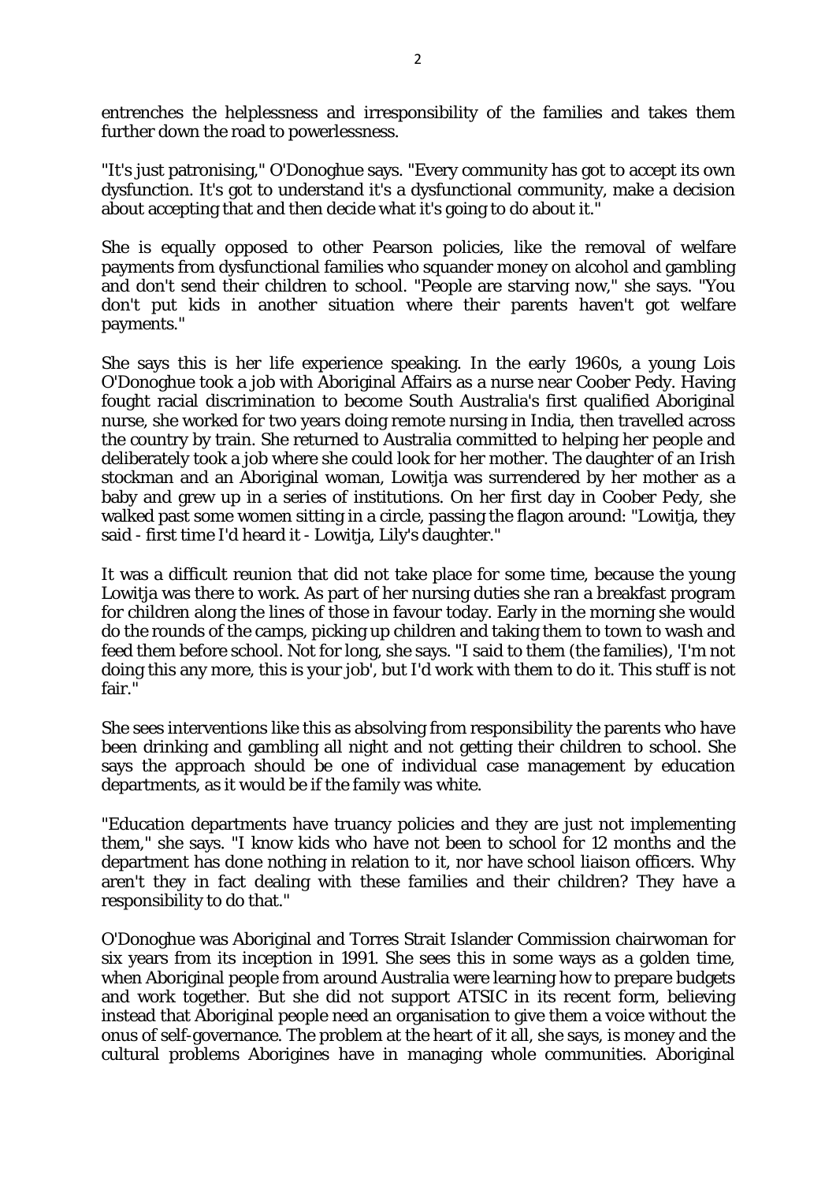entrenches the helplessness and irresponsibility of the families and takes them further down the road to powerlessness.

"It's just patronising," O'Donoghue says. "Every community has got to accept its own dysfunction. It's got to understand it's a dysfunctional community, make a decision about accepting that and then decide what it's going to do about it."

She is equally opposed to other Pearson policies, like the removal of welfare payments from dysfunctional families who squander money on alcohol and gambling and don't send their children to school. "People are starving now," she says. "You don't put kids in another situation where their parents haven't got welfare payments."

She says this is her life experience speaking. In the early 1960s, a young Lois O'Donoghue took a job with Aboriginal Affairs as a nurse near Coober Pedy. Having fought racial discrimination to become South Australia's first qualified Aboriginal nurse, she worked for two years doing remote nursing in India, then travelled across the country by train. She returned to Australia committed to helping her people and deliberately took a job where she could look for her mother. The daughter of an Irish stockman and an Aboriginal woman, Lowitja was surrendered by her mother as a baby and grew up in a series of institutions. On her first day in Coober Pedy, she walked past some women sitting in a circle, passing the flagon around: "Lowitja, they said - first time I'd heard it - Lowitja, Lily's daughter."

It was a difficult reunion that did not take place for some time, because the young Lowitja was there to work. As part of her nursing duties she ran a breakfast program for children along the lines of those in favour today. Early in the morning she would do the rounds of the camps, picking up children and taking them to town to wash and feed them before school. Not for long, she says. "I said to them (the families), 'I'm not doing this any more, this is your job', but I'd work with them to do it. This stuff is not fair."

She sees interventions like this as absolving from responsibility the parents who have been drinking and gambling all night and not getting their children to school. She says the approach should be one of individual case management by education departments, as it would be if the family was white.

"Education departments have truancy policies and they are just not implementing them," she says. "I know kids who have not been to school for 12 months and the department has done nothing in relation to it, nor have school liaison officers. Why aren't they in fact dealing with these families and their children? They have a responsibility to do that."

O'Donoghue was Aboriginal and Torres Strait Islander Commission chairwoman for six years from its inception in 1991. She sees this in some ways as a golden time, when Aboriginal people from around Australia were learning how to prepare budgets and work together. But she did not support ATSIC in its recent form, believing instead that Aboriginal people need an organisation to give them a voice without the onus of self-governance. The problem at the heart of it all, she says, is money and the cultural problems Aborigines have in managing whole communities. Aboriginal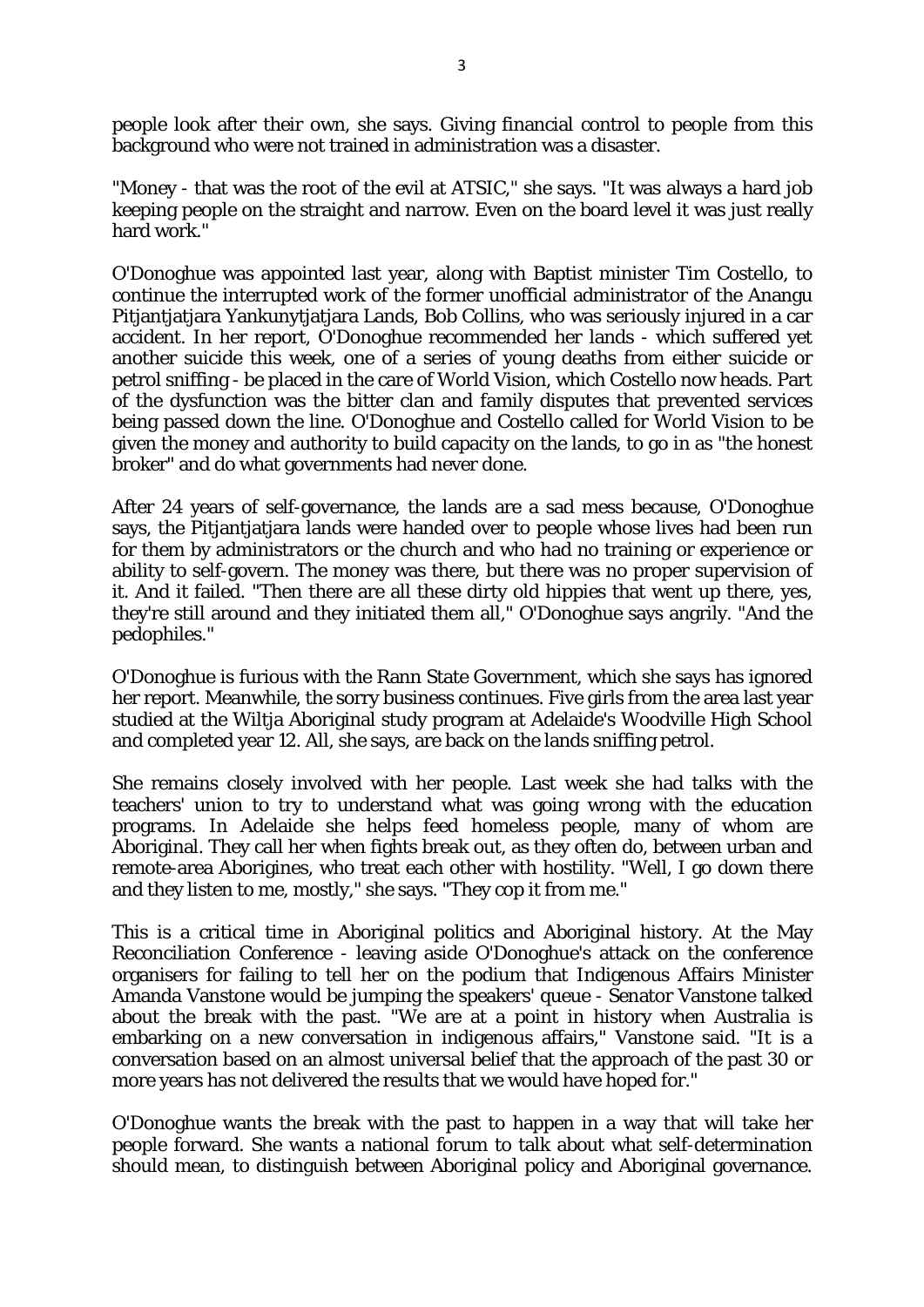people look after their own, she says. Giving financial control to people from this background who were not trained in administration was a disaster.

"Money - that was the root of the evil at ATSIC," she says. "It was always a hard job keeping people on the straight and narrow. Even on the board level it was just really hard work."

O'Donoghue was appointed last year, along with Baptist minister Tim Costello, to continue the interrupted work of the former unofficial administrator of the Anangu Pitjantjatjara Yankunytjatjara Lands, Bob Collins, who was seriously injured in a car accident. In her report, O'Donoghue recommended her lands - which suffered yet another suicide this week, one of a series of young deaths from either suicide or petrol sniffing - be placed in the care of World Vision, which Costello now heads. Part of the dysfunction was the bitter clan and family disputes that prevented services being passed down the line. O'Donoghue and Costello called for World Vision to be given the money and authority to build capacity on the lands, to go in as "the honest broker" and do what governments had never done.

After 24 years of self-governance, the lands are a sad mess because, O'Donoghue says, the Pitjantjatjara lands were handed over to people whose lives had been run for them by administrators or the church and who had no training or experience or ability to self-govern. The money was there, but there was no proper supervision of it. And it failed. "Then there are all these dirty old hippies that went up there, yes, they're still around and they initiated them all," O'Donoghue says angrily. "And the pedophiles."

O'Donoghue is furious with the Rann State Government, which she says has ignored her report. Meanwhile, the sorry business continues. Five girls from the area last year studied at the Wiltja Aboriginal study program at Adelaide's Woodville High School and completed year 12. All, she says, are back on the lands sniffing petrol.

She remains closely involved with her people. Last week she had talks with the teachers' union to try to understand what was going wrong with the education programs. In Adelaide she helps feed homeless people, many of whom are Aboriginal. They call her when fights break out, as they often do, between urban and remote-area Aborigines, who treat each other with hostility. "Well, I go down there and they listen to me, mostly," she says. "They cop it from me."

This is a critical time in Aboriginal politics and Aboriginal history. At the May Reconciliation Conference - leaving aside O'Donoghue's attack on the conference organisers for failing to tell her on the podium that Indigenous Affairs Minister Amanda Vanstone would be jumping the speakers' queue - Senator Vanstone talked about the break with the past. "We are at a point in history when Australia is embarking on a new conversation in indigenous affairs," Vanstone said. "It is a conversation based on an almost universal belief that the approach of the past 30 or more years has not delivered the results that we would have hoped for."

O'Donoghue wants the break with the past to happen in a way that will take her people forward. She wants a national forum to talk about what self-determination should mean, to distinguish between Aboriginal policy and Aboriginal governance.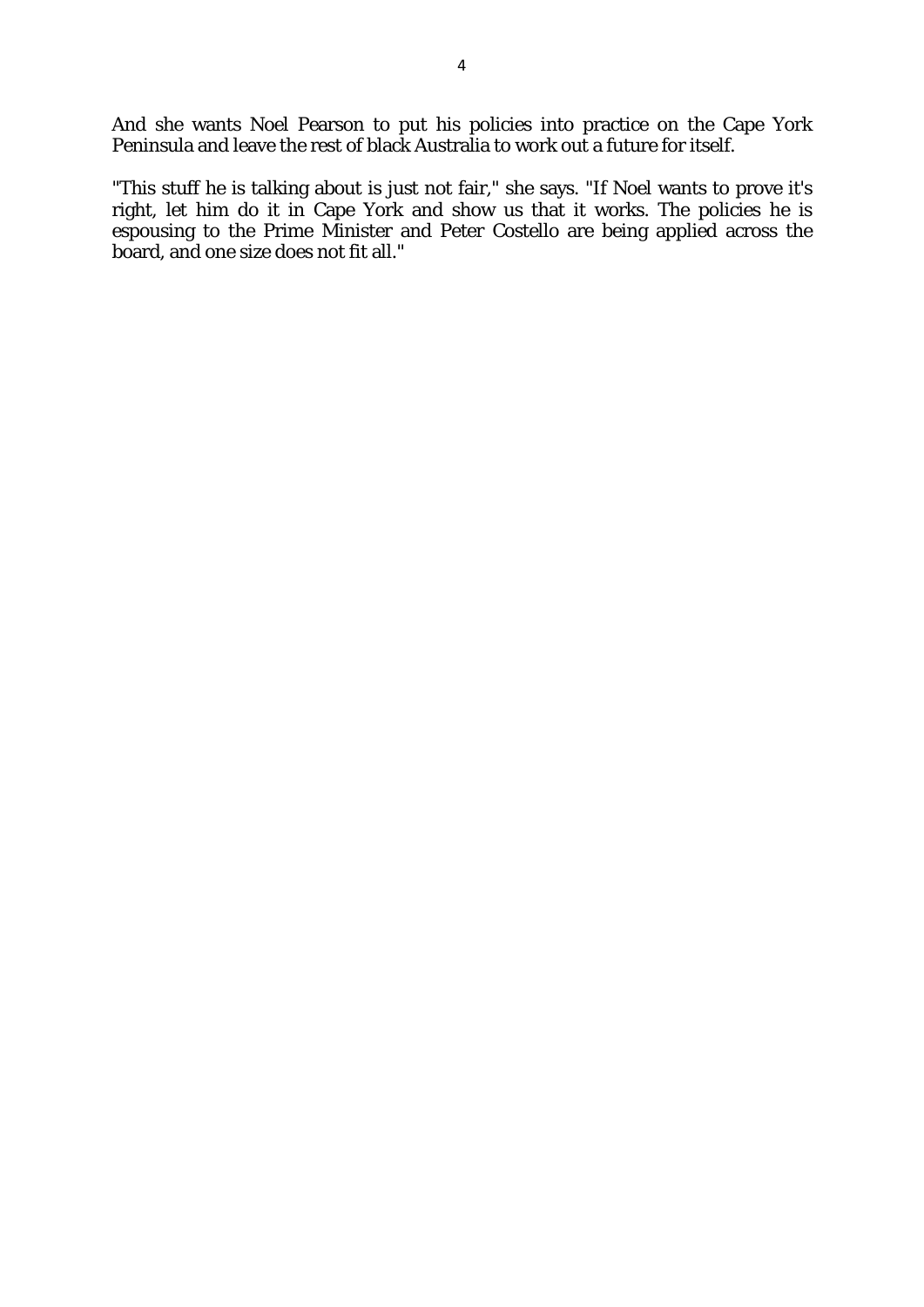And she wants Noel Pearson to put his policies into practice on the Cape York Peninsula and leave the rest of black Australia to work out a future for itself.

"This stuff he is talking about is just not fair," she says. "If Noel wants to prove it's right, let him do it in Cape York and show us that it works. The policies he is espousing to the Prime Minister and Peter Costello are being applied across the board, and one size does not fit all."